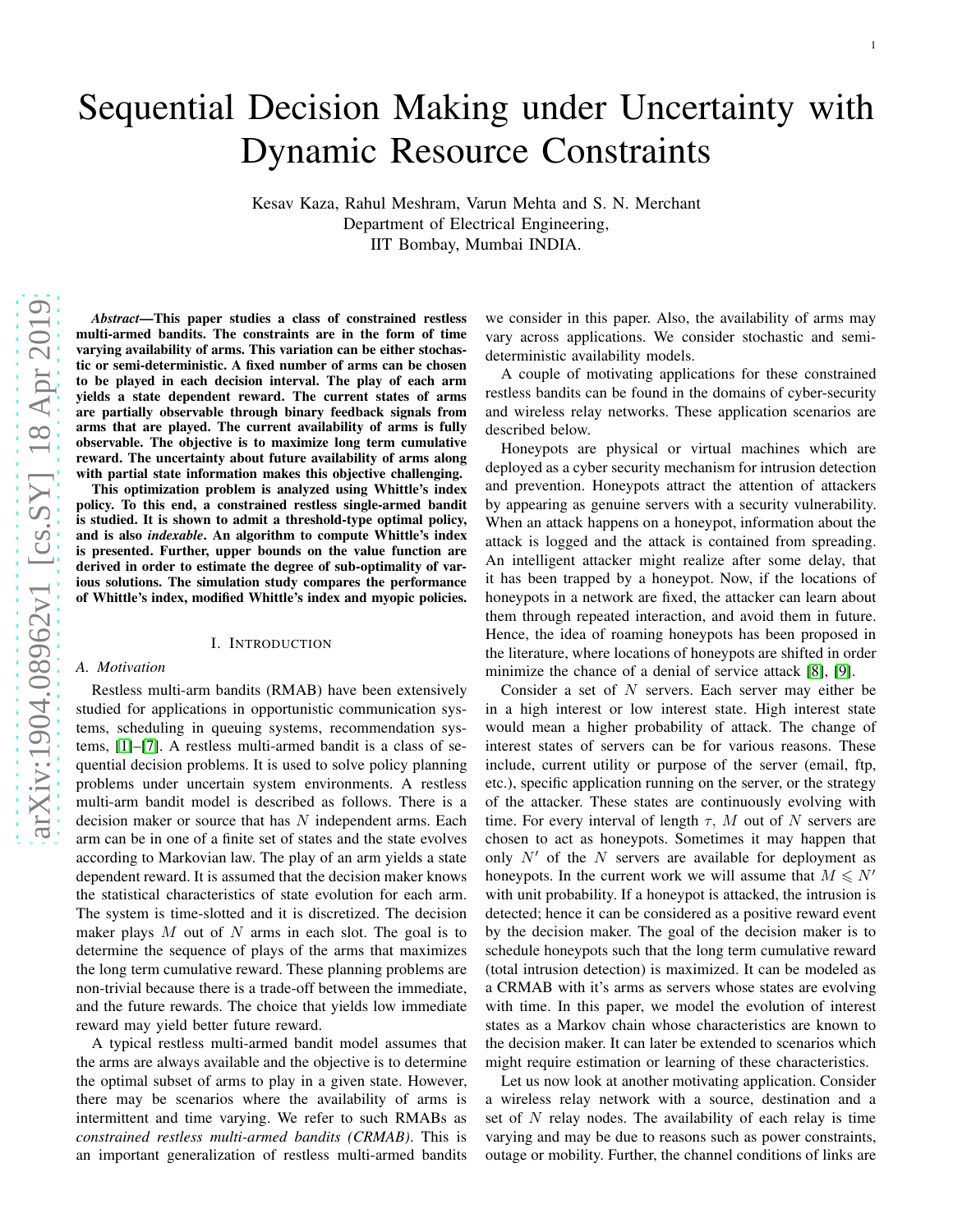# Sequential Decision Making under Uncertainty with Dynamic Resource Constraints

Kesav Kaza, Rahul Meshram, Varun Mehta and S. N. Merchant
Department of Electrical Engineering,
IIT Bombay, Mumbai INDIA.

***Abstract*—This paper studies a class of constrained restless multi-armed bandits. The constraints are in the form of time varying availability of arms. This variation can be either stochastic or semi-deterministic. A fixed number of arms can be chosen to be played in each decision interval. The play of each arm yields a state dependent reward. The current states of arms are partially observable through binary feedback signals from arms that are played. The current availability of arms is fully observable. The objective is to maximize long term cumulative reward. The uncertainty about future availability of arms along with partial state information makes this objective challenging.**

**This optimization problem is analyzed using Whittle's index policy. To this end, a constrained restless single-armed bandit is studied. It is shown to admit a threshold-type optimal policy, and is also *indexable*. An algorithm to compute Whittle's index is presented. Further, upper bounds on the value function are derived in order to estimate the degree of sub-optimality of various solutions. The simulation study compares the performance of Whittle's index, modified Whittle's index and myopic policies.**

## I. Introduction

### A. Motivation

Restless multi-arm bandits (RMAB) have been extensively studied for applications in opportunistic communication systems, scheduling in queuing systems, recommendation systems, [1]–[7]. A restless multi-armed bandit is a class of sequential decision problems. It is used to solve policy planning problems under uncertain system environments. A restless multi-arm bandit model is described as follows. There is a decision maker or source that has $N$ independent arms. Each arm can be in one of a finite set of states and the state evolves according to Markovian law. The play of an arm yields a state dependent reward. It is assumed that the decision maker knows the statistical characteristics of state evolution for each arm. The system is time-slotted and it is discretized. The decision maker plays $M$ out of $N$ arms in each slot. The goal is to determine the sequence of plays of the arms that maximizes the long term cumulative reward. These planning problems are non-trivial because there is a trade-off between the immediate, and the future rewards. The choice that yields low immediate reward may yield better future reward.

A typical restless multi-armed bandit model assumes that the arms are always available and the objective is to determine the optimal subset of arms to play in a given state. However, there may be scenarios where the availability of arms is intermittent and time varying. We refer to such RMABs as *constrained restless multi-armed bandits (CRMAB)*. This is an important generalization of restless multi-armed bandits we consider in this paper. Also, the availability of arms may vary across applications. We consider stochastic and semi-deterministic availability models.

A couple of motivating applications for these constrained restless bandits can be found in the domains of cyber-security and wireless relay networks. These application scenarios are described below.

Honeypots are physical or virtual machines which are deployed as a cyber security mechanism for intrusion detection and prevention. Honeypots attract the attention of attackers by appearing as genuine servers with a security vulnerability. When an attack happens on a honeypot, information about the attack is logged and the attack is contained from spreading. An intelligent attacker might realize after some delay, that it has been trapped by a honeypot. Now, if the locations of honeypots in a network are fixed, the attacker can learn about them through repeated interaction, and avoid them in future. Hence, the idea of roaming honeypots has been proposed in the literature, where locations of honeypots are shifted in order minimize the chance of a denial of service attack [8], [9].

Consider a set of $N$ servers. Each server may either be in a high interest or low interest state. High interest state would mean a higher probability of attack. The change of interest states of servers can be for various reasons. These include, current utility or purpose of the server (email, ftp, etc.), specific application running on the server, or the strategy of the attacker. These states are continuously evolving with time. For every interval of length $\tau$, $M$ out of $N$ servers are chosen to act as honeypots. Sometimes it may happen that only $N'$ of the $N$ servers are available for deployment as honeypots. In the current work we will assume that $M \leqslant N'$ with unit probability. If a honeypot is attacked, the intrusion is detected; hence it can be considered as a positive reward event by the decision maker. The goal of the decision maker is to schedule honeypots such that the long term cumulative reward (total intrusion detection) is maximized. It can be modeled as a CRMAB with it's arms as servers whose states are evolving with time. In this paper, we model the evolution of interest states as a Markov chain whose characteristics are known to the decision maker. It can later be extended to scenarios which might require estimation or learning of these characteristics.

Let us now look at another motivating application. Consider a wireless relay network with a source, destination and a set of $N$ relay nodes. The availability of each relay is time varying and may be due to reasons such as power constraints, outage or mobility. Further, the channel conditions of links are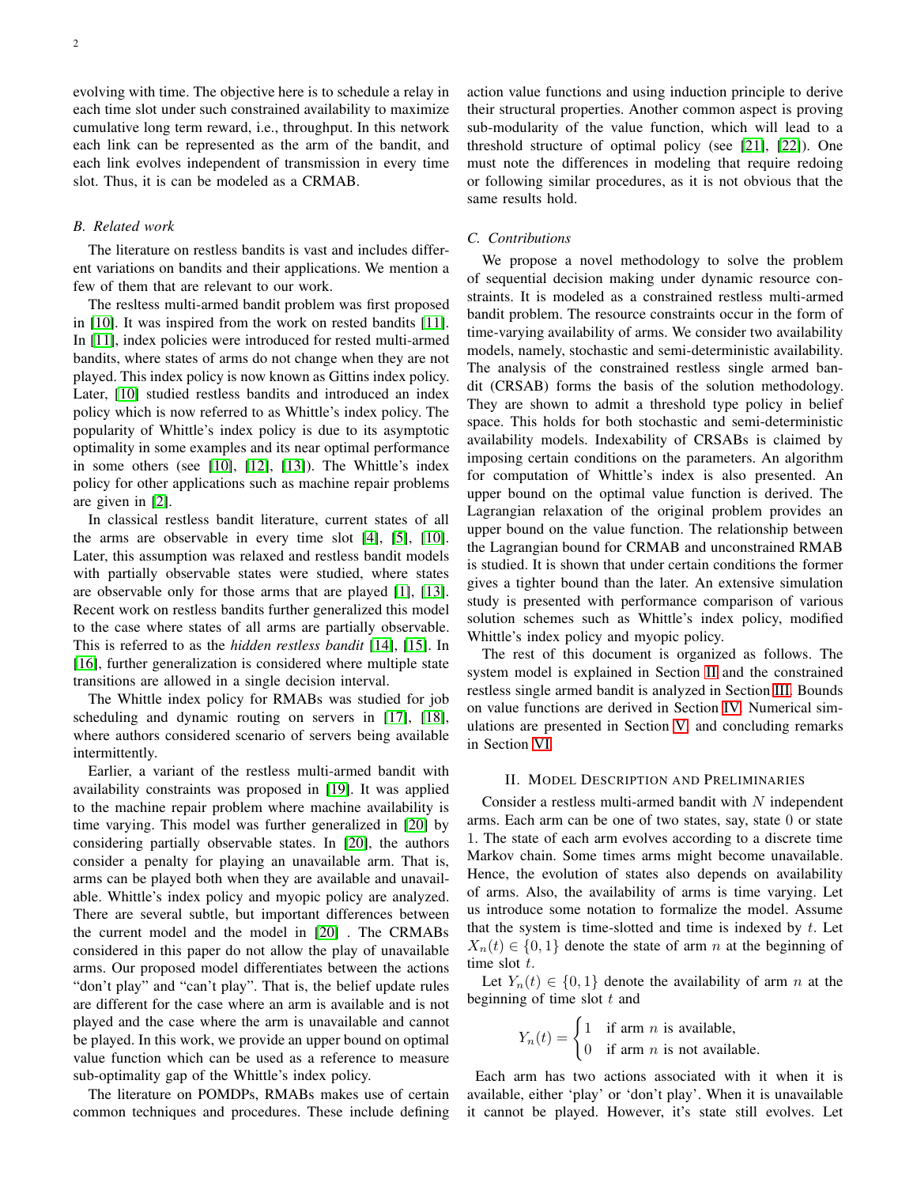evolving with time. The objective here is to schedule a relay in each time slot under such constrained availability to maximize cumulative long term reward, i.e., throughput. In this network each link can be represented as the arm of the bandit, and each link evolves independent of transmission in every time slot. Thus, it is can be modeled as a CRMAB.

### B. Related work

The literature on restless bandits is vast and includes different variations on bandits and their applications. We mention a few of them that are relevant to our work.

The resltess multi-armed bandit problem was first proposed in [10]. It was inspired from the work on rested bandits [11]. In [11], index policies were introduced for rested multi-armed bandits, where states of arms do not change when they are not played. This index policy is now known as Gittins index policy. Later, [10] studied restless bandits and introduced an index policy which is now referred to as Whittle's index policy. The popularity of Whittle's index policy is due to its asymptotic optimality in some examples and its near optimal performance in some others (see [10], [12], [13]). The Whittle's index policy for other applications such as machine repair problems are given in [2].

In classical restless bandit literature, current states of all the arms are observable in every time slot [4], [5], [10]. Later, this assumption was relaxed and restless bandit models with partially observable states were studied, where states are observable only for those arms that are played [1], [13]. Recent work on restless bandits further generalized this model to the case where states of all arms are partially observable. This is referred to as the *hidden restless bandit* [14], [15]. In [16], further generalization is considered where multiple state transitions are allowed in a single decision interval.

The Whittle index policy for RMABs was studied for job scheduling and dynamic routing on servers in [17], [18], where authors considered scenario of servers being available intermittently.

Earlier, a variant of the restless multi-armed bandit with availability constraints was proposed in [19]. It was applied to the machine repair problem where machine availability is time varying. This model was further generalized in [20] by considering partially observable states. In [20], the authors consider a penalty for playing an unavailable arm. That is, arms can be played both when they are available and unavailable. Whittle's index policy and myopic policy are analyzed. There are several subtle, but important differences between the current model and the model in [20] . The CRMABs considered in this paper do not allow the play of unavailable arms. Our proposed model differentiates between the actions "don't play" and "can't play". That is, the belief update rules are different for the case where an arm is available and is not played and the case where the arm is unavailable and cannot be played. In this work, we provide an upper bound on optimal value function which can be used as a reference to measure sub-optimality gap of the Whittle's index policy.

The literature on POMDPs, RMABs makes use of certain common techniques and procedures. These include defining action value functions and using induction principle to derive their structural properties. Another common aspect is proving sub-modularity of the value function, which will lead to a threshold structure of optimal policy (see [21], [22]). One must note the differences in modeling that require redoing or following similar procedures, as it is not obvious that the same results hold.

### C. Contributions

We propose a novel methodology to solve the problem of sequential decision making under dynamic resource constraints. It is modeled as a constrained restless multi-armed bandit problem. The resource constraints occur in the form of time-varying availability of arms. We consider two availability models, namely, stochastic and semi-deterministic availability. The analysis of the constrained restless single armed bandit (CRSAB) forms the basis of the solution methodology. They are shown to admit a threshold type policy in belief space. This holds for both stochastic and semi-deterministic availability models. Indexability of CRSABs is claimed by imposing certain conditions on the parameters. An algorithm for computation of Whittle's index is also presented. An upper bound on the optimal value function is derived. The Lagrangian relaxation of the original problem provides an upper bound on the value function. The relationship between the Lagrangian bound for CRMAB and unconstrained RMAB is studied. It is shown that under certain conditions the former gives a tighter bound than the later. An extensive simulation study is presented with performance comparison of various solution schemes such as Whittle's index policy, modified Whittle's index policy and myopic policy.

The rest of this document is organized as follows. The system model is explained in Section II and the constrained restless single armed bandit is analyzed in Section III. Bounds on value functions are derived in Section IV. Numerical simulations are presented in Section V, and concluding remarks in Section VI.

## II. Model Description and Preliminaries

Consider a restless multi-armed bandit with $N$ independent arms. Each arm can be one of two states, say, state 0 or state 1. The state of each arm evolves according to a discrete time Markov chain. Some times arms might become unavailable. Hence, the evolution of states also depends on availability of arms. Also, the availability of arms is time varying. Let us introduce some notation to formalize the model. Assume that the system is time-slotted and time is indexed by $t$. Let $X_n(t) \in \{0, 1\}$ denote the state of arm $n$ at the beginning of time slot $t$.

Let $Y_n(t) \in \{0, 1\}$ denote the availability of arm $n$ at the beginning of time slot $t$ and

$$Y_n(t) = \begin{cases} 1 & \text{if arm } n \text{ is available,} \\ 0 & \text{if arm } n \text{ is not available.} \end{cases}$$

Each arm has two actions associated with it when it is available, either 'play' or 'don't play'. When it is unavailable it cannot be played. However, it's state still evolves. Let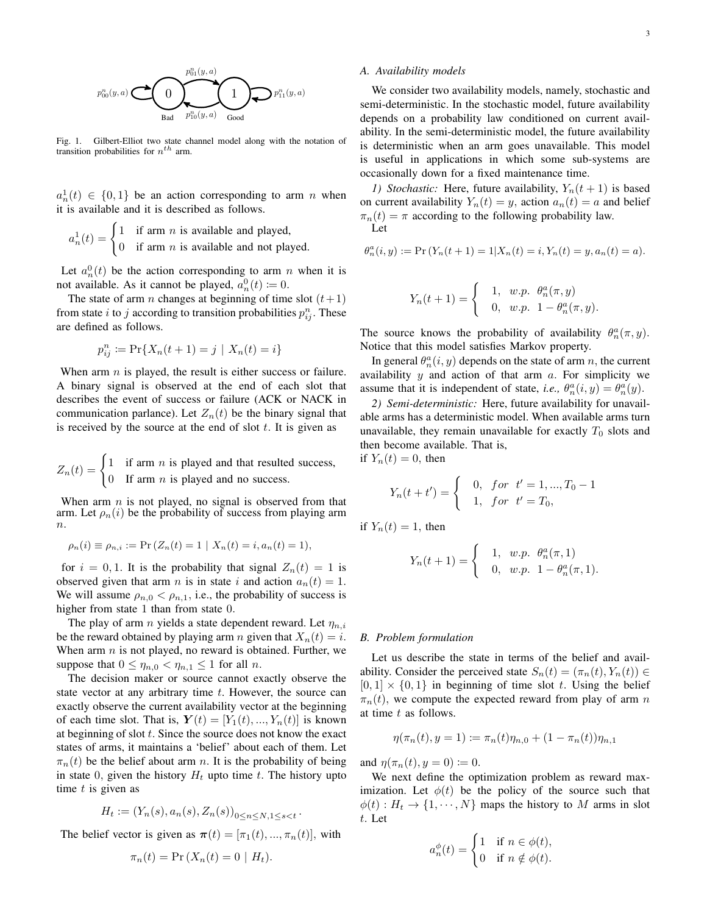Fig. 1. Gilbert-Elliot two state channel model along with the notation of transition probabilities for $n^{th}$ arm.

$a_n^1(t) \in \{0, 1\}$ be an action corresponding to arm $n$ when it is available and it is described as follows.

$$a_n^1(t) = \begin{cases} 1 & \text{if arm } n \text{ is available and played,} \\ 0 & \text{if arm } n \text{ is available and not played.} \end{cases}$$

Let $a_n^0(t)$ be the action corresponding to arm $n$ when it is not available. As it cannot be played, $a_n^0(t) := 0$.

The state of arm $n$ changes at beginning of time slot $(t+1)$ from state $i$ to $j$ according to transition probabilities $p_{ij}^n$. These are defined as follows.

$$p_{ij}^n := \Pr\{X_n(t+1) = j \mid X_n(t) = i\}$$

When arm $n$ is played, the result is either success or failure. A binary signal is observed at the end of each slot that describes the event of success or failure (ACK or NACK in communication parlance). Let $Z_n(t)$ be the binary signal that is received by the source at the end of slot $t$. It is given as

$$Z_n(t) = \begin{cases} 1 & \text{if arm } n \text{ is played and that resulted success,} \\ 0 & \text{If arm } n \text{ is played and no success.} \end{cases}$$

When arm $n$ is not played, no signal is observed from that arm. Let $\rho_n(i)$ be the probability of success from playing arm $n$.

$$\rho_n(i) \equiv \rho_{n,i} := \Pr\left(Z_n(t) = 1 \mid X_n(t) = i, a_n(t) = 1\right),$$

for $i = 0, 1$. It is the probability that signal $Z_n(t) = 1$ is observed given that arm $n$ is in state $i$ and action $a_n(t) = 1$. We will assume $\rho_{n,0} < \rho_{n,1}$, i.e., the probability of success is higher from state 1 than from state 0.

The play of arm $n$ yields a state dependent reward. Let $\eta_{n,i}$ be the reward obtained by playing arm $n$ given that $X_n(t) = i$. When arm $n$ is not played, no reward is obtained. Further, we suppose that $0 \leq \eta_{n,0} < \eta_{n,1} \leq 1$ for all $n$.

The decision maker or source cannot exactly observe the state vector at any arbitrary time $t$. However, the source can exactly observe the current availability vector at the beginning of each time slot. That is, $\boldsymbol{Y}(t) = [Y_1(t), ..., Y_n(t)]$ is known at beginning of slot $t$. Since the source does not know the exact states of arms, it maintains a 'belief' about each of them. Let $\pi_n(t)$ be the belief about arm $n$. It is the probability of being in state $0$, given the history $H_t$ upto time $t$. The history upto time $t$ is given as

$$H_t := \left(Y_n(s), a_n(s), Z_n(s)\right)_{0 \leq n \leq N, 1 \leq s < t}.$$

The belief vector is given as $\boldsymbol{\pi}(t) = [\pi_1(t), ..., \pi_n(t)]$, with

$$\pi_n(t) = \Pr\left(X_n(t) = 0 \mid H_t\right).$$

### A. Availability models

We consider two availability models, namely, stochastic and semi-deterministic. In the stochastic model, future availability depends on a probability law conditioned on current availability. In the semi-deterministic model, the future availability is deterministic when an arm goes unavailable. This model is useful in applications in which some sub-systems are occasionally down for a fixed maintenance time.

*1) Stochastic:* Here, future availability, $Y_n(t+1)$ is based on current availability $Y_n(t) = y$, action $a_n(t) = a$ and belief $\pi_n(t) = \pi$ according to the following probability law.

Let

$$\theta_n^a(i, y) := \Pr\left(Y_n(t+1) = 1 | X_n(t) = i, Y_n(t) = y, a_n(t) = a\right).$$

$$Y_n(t+1) = \begin{cases} 1, & w.p. \ \ \theta_n^a(\pi, y) \\ 0, & w.p. \ \ 1 - \theta_n^a(\pi, y). \end{cases}$$

The source knows the probability of availability $\theta_n^a(\pi, y)$. Notice that this model satisfies Markov property.

In general $\theta_n^a(i, y)$ depends on the state of arm $n$, the current availability $y$ and action of that arm $a$. For simplicity we assume that it is independent of state, *i.e.,* $\theta_n^a(i, y) = \theta_n^a(y)$.

*2) Semi-deterministic:* Here, future availability for unavailable arms has a deterministic model. When available arms turn unavailable, they remain unavailable for exactly $T_0$ slots and then become available. That is,

if $Y_n(t) = 0$, then

$$Y_n(t+t') = \begin{cases} 0, & for \ \ t' = 1, ..., T_0 - 1 \\ 1, & for \ \ t' = T_0, \end{cases}$$

if $Y_n(t) = 1$, then

$$Y_n(t+1) = \begin{cases} 1, & w.p. \ \ \theta_n^a(\pi, 1) \\ 0, & w.p. \ \ 1 - \theta_n^a(\pi, 1). \end{cases}$$

### B. Problem formulation

Let us describe the state in terms of the belief and availability. Consider the perceived state $S_n(t) = (\pi_n(t), Y_n(t)) \in [0, 1] \times \{0, 1\}$ in beginning of time slot $t$. Using the belief $\pi_n(t)$, we compute the expected reward from play of arm $n$ at time $t$ as follows.

$$\eta(\pi_n(t), y = 1) := \pi_n(t)\eta_{n,0} + (1 - \pi_n(t))\eta_{n,1}$$

and $\eta(\pi_n(t), y = 0) := 0$.

We next define the optimization problem as reward maximization. Let $\phi(t)$ be the policy of the source such that $\phi(t) : H_t \rightarrow \{1, \cdots, N\}$ maps the history to $M$ arms in slot $t$. Let

$$a_n^{\phi}(t) = \begin{cases} 1 & \text{if } n \in \phi(t), \\ 0 & \text{if } n \notin \phi(t). \end{cases}$$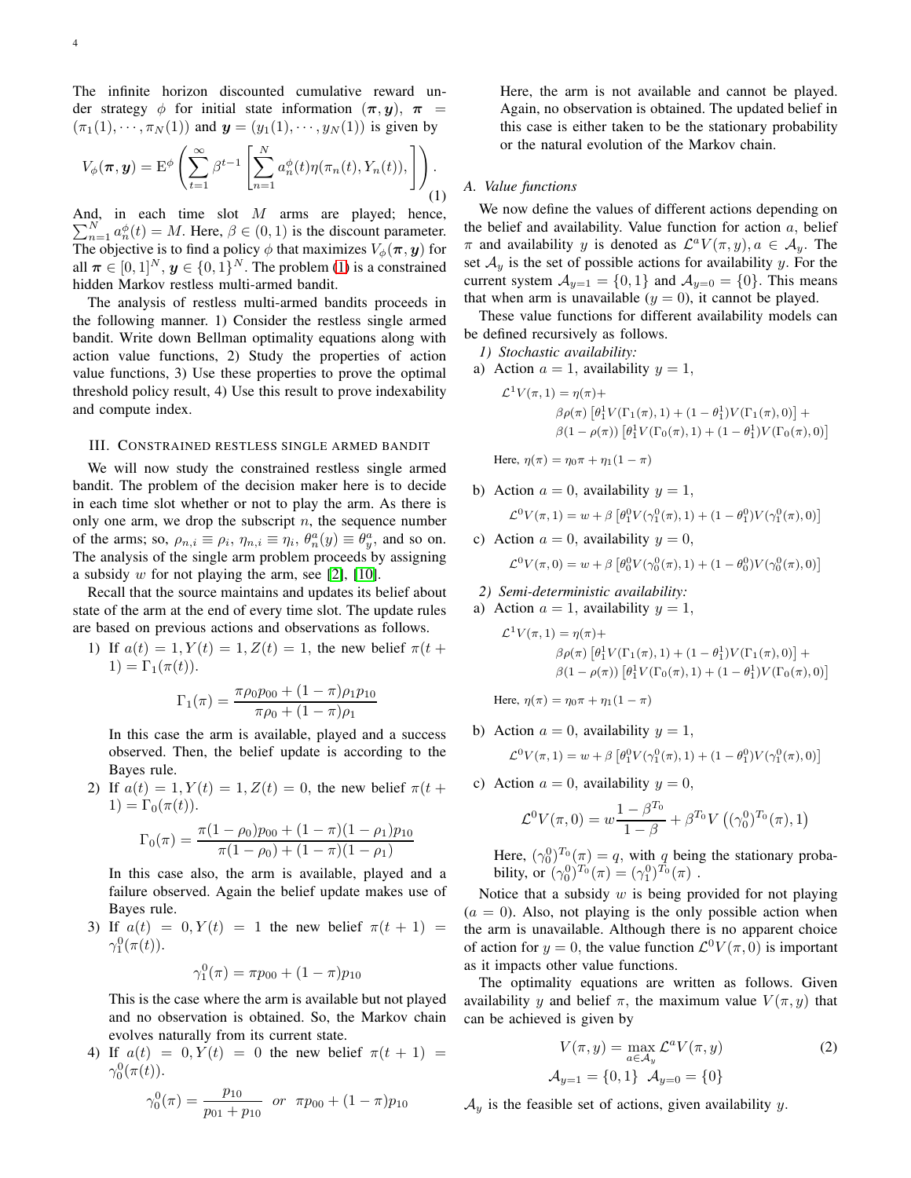The infinite horizon discounted cumulative reward under strategy $\phi$ for initial state information $(\boldsymbol{\pi}, \boldsymbol{y})$, $\boldsymbol{\pi} = (\pi_1(1), \cdots, \pi_N(1))$ and $\boldsymbol{y} = (y_1(1), \cdots, y_N(1))$ is given by

$$V_\phi(\boldsymbol{\pi}, \boldsymbol{y}) = \mathrm{E}^\phi \left( \sum_{t=1}^{\infty} \beta^{t-1} \left[ \sum_{n=1}^{N} a_n^\phi(t) \eta(\pi_n(t), Y_n(t)), \right] \right). \tag{1}$$

And, in each time slot $M$ arms are played; hence, $\sum_{n=1}^{N} a_n^\phi(t) = M$. Here, $\beta \in (0,1)$ is the discount parameter. The objective is to find a policy $\phi$ that maximizes $V_\phi(\boldsymbol{\pi}, \boldsymbol{y})$ for all $\boldsymbol{\pi} \in [0,1]^N$, $\boldsymbol{y} \in \{0,1\}^N$. The problem (1) is a constrained hidden Markov restless multi-armed bandit.

The analysis of restless multi-armed bandits proceeds in the following manner. 1) Consider the restless single armed bandit. Write down Bellman optimality equations along with action value functions, 2) Study the properties of action value functions, 3) Use these properties to prove the optimal threshold policy result, 4) Use this result to prove indexability and compute index.

## III. Constrained restless single armed bandit

We will now study the constrained restless single armed bandit. The problem of the decision maker here is to decide in each time slot whether or not to play the arm. As there is only one arm, we drop the subscript $n$, the sequence number of the arms; so, $\rho_{n,i} \equiv \rho_i$, $\eta_{n,i} \equiv \eta_i$, $\theta_n^a(y) \equiv \theta_y^a$, and so on. The analysis of the single arm problem proceeds by assigning a subsidy $w$ for not playing the arm, see [2], [10].

Recall that the source maintains and updates its belief about state of the arm at the end of every time slot. The update rules are based on previous actions and observations as follows.

1) If $a(t) = 1, Y(t) = 1, Z(t) = 1$, the new belief $\pi(t+1) = \Gamma_1(\pi(t))$.

$$\Gamma_1(\pi) = \frac{\pi \rho_0 p_{00} + (1-\pi)\rho_1 p_{10}}{\pi \rho_0 + (1-\pi)\rho_1}$$

In this case the arm is available, played and a success observed. Then, the belief update is according to the Bayes rule.

2) If $a(t) = 1, Y(t) = 1, Z(t) = 0$, the new belief $\pi(t+1) = \Gamma_0(\pi(t))$.

$$\Gamma_0(\pi) = \frac{\pi(1-\rho_0) p_{00} + (1-\pi)(1-\rho_1) p_{10}}{\pi(1-\rho_0) + (1-\pi)(1-\rho_1)}$$

In this case also, the arm is available, played and a failure observed. Again the belief update makes use of Bayes rule.

3) If $a(t) = 0, Y(t) = 1$ the new belief $\pi(t+1) = \gamma_1^0(\pi(t))$.

$$\gamma_1^0(\pi) = \pi p_{00} + (1-\pi) p_{10}$$

This is the case where the arm is available but not played and no observation is obtained. So, the Markov chain evolves naturally from its current state.

4) If $a(t) = 0, Y(t) = 0$ the new belief $\pi(t+1) = \gamma_0^0(\pi(t))$.

$$\gamma_0^0(\pi) = \frac{p_{10}}{p_{01} + p_{10}} \quad or \quad \pi p_{00} + (1-\pi) p_{10}$$

Here, the arm is not available and cannot be played. Again, no observation is obtained. The updated belief in this case is either taken to be the stationary probability or the natural evolution of the Markov chain.

### A. Value functions

We now define the values of different actions depending on the belief and availability. Value function for action $a$, belief $\pi$ and availability $y$ is denoted as $\mathcal{L}^a V(\pi, y), a \in \mathcal{A}_y$. The set $\mathcal{A}_y$ is the set of possible actions for availability $y$. For the current system $\mathcal{A}_{y=1} = \{0,1\}$ and $\mathcal{A}_{y=0} = \{0\}$. This means that when arm is unavailable ($y = 0$), it cannot be played.

These value functions for different availability models can be defined recursively as follows.

*1) Stochastic availability:*

a) Action $a = 1$, availability $y = 1$,

$$\begin{aligned}\mathcal{L}^1 V(\pi, 1) = \eta(\pi) + &\\ &\beta \rho(\pi) \left[ \theta_1^1 V(\Gamma_1(\pi), 1) + (1-\theta_1^1) V(\Gamma_1(\pi), 0) \right] + \\ &\beta(1-\rho(\pi)) \left[ \theta_1^1 V(\Gamma_0(\pi), 1) + (1-\theta_1^1) V(\Gamma_0(\pi), 0) \right]\end{aligned}$$

Here, $\eta(\pi) = \eta_0 \pi + \eta_1 (1-\pi)$

b) Action $a = 0$, availability $y = 1$,

$$\mathcal{L}^0 V(\pi, 1) = w + \beta \left[ \theta_1^0 V(\gamma_1^0(\pi), 1) + (1-\theta_1^0) V(\gamma_1^0(\pi), 0) \right]$$

c) Action $a = 0$, availability $y = 0$,

$$\mathcal{L}^0 V(\pi, 0) = w + \beta \left[ \theta_0^0 V(\gamma_0^0(\pi), 1) + (1-\theta_0^0) V(\gamma_0^0(\pi), 0) \right]$$

*2) Semi-deterministic availability:*

a) Action $a = 1$, availability $y = 1$,

$$\begin{aligned}\mathcal{L}^1 V(\pi, 1) = \eta(\pi) + &\\ &\beta \rho(\pi) \left[ \theta_1^1 V(\Gamma_1(\pi), 1) + (1-\theta_1^1) V(\Gamma_1(\pi), 0) \right] + \\ &\beta(1-\rho(\pi)) \left[ \theta_1^1 V(\Gamma_0(\pi), 1) + (1-\theta_1^1) V(\Gamma_0(\pi), 0) \right]\end{aligned}$$

Here, $\eta(\pi) = \eta_0 \pi + \eta_1 (1-\pi)$

b) Action $a = 0$, availability $y = 1$,

$$\mathcal{L}^0 V(\pi, 1) = w + \beta \left[ \theta_1^0 V(\gamma_1^0(\pi), 1) + (1-\theta_1^0) V(\gamma_1^0(\pi), 0) \right]$$

c) Action $a = 0$, availability $y = 0$,

$$\mathcal{L}^0 V(\pi, 0) = w \frac{1-\beta^{T_0}}{1-\beta} + \beta^{T_0} V\left( (\gamma_0^0)^{T_0}(\pi), 1 \right)$$

Here, $(\gamma_0^0)^{T_0}(\pi) = q$, with $q$ being the stationary probability, or $(\gamma_0^0)^{T_0}(\pi) = (\gamma_1^0)^{T_0}(\pi)$ .

Notice that a subsidy $w$ is being provided for not playing ($a = 0$). Also, not playing is the only possible action when the arm is unavailable. Although there is no apparent choice of action for $y = 0$, the value function $\mathcal{L}^0 V(\pi, 0)$ is important as it impacts other value functions.

The optimality equations are written as follows. Given availability $y$ and belief $\pi$, the maximum value $V(\pi, y)$ that can be achieved is given by

$$\begin{gathered} V(\pi, y) = \max_{a \in \mathcal{A}_y} \mathcal{L}^a V(\pi, y) \\ \mathcal{A}_{y=1} = \{0,1\} \;\; \mathcal{A}_{y=0} = \{0\} \end{gathered} \tag{2}$$

$\mathcal{A}_y$ is the feasible set of actions, given availability $y$.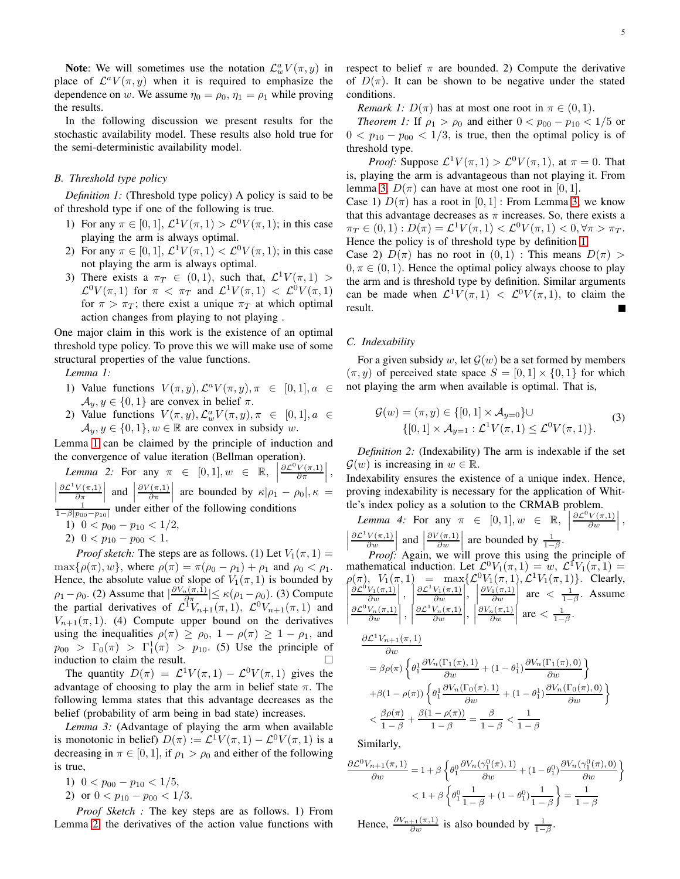**Note**: We will sometimes use the notation $\mathcal{L}^a_w V(\pi, y)$ in place of $\mathcal{L}^a V(\pi, y)$ when it is required to emphasize the dependence on $w$. We assume $\eta_0 = \rho_0, \eta_1 = \rho_1$ while proving the results.

In the following discussion we present results for the stochastic availability model. These results also hold true for the semi-deterministic availability model.

### B. Threshold type policy

*Definition 1:* (Threshold type policy) A policy is said to be of threshold type if one of the following is true.

1) For any $\pi \in [0, 1]$, $\mathcal{L}^1 V(\pi, 1) > \mathcal{L}^0 V(\pi, 1)$; in this case playing the arm is always optimal.
2) For any $\pi \in [0, 1]$, $\mathcal{L}^1 V(\pi, 1) < \mathcal{L}^0 V(\pi, 1)$; in this case not playing the arm is always optimal.
3) There exists a $\pi_T \in (0, 1)$, such that, $\mathcal{L}^1 V(\pi, 1) > \mathcal{L}^0 V(\pi, 1)$ for $\pi < \pi_T$ and $\mathcal{L}^1 V(\pi, 1) < \mathcal{L}^0 V(\pi, 1)$ for $\pi > \pi_T$; there exist a unique $\pi_T$ at which optimal action changes from playing to not playing .

One major claim in this work is the existence of an optimal threshold type policy. To prove this we will make use of some structural properties of the value functions.

*Lemma 1:*

1) Value functions $V(\pi, y), \mathcal{L}^a V(\pi, y), \pi \in [0, 1], a \in \mathcal{A}_y, y \in \{0, 1\}$ are convex in belief $\pi$.
2) Value functions $V(\pi, y), \mathcal{L}^a_w V(\pi, y), \pi \in [0, 1], a \in \mathcal{A}_y, y \in \{0, 1\}, w \in \mathbb{R}$ are convex in subsidy $w$.

Lemma 1 can be claimed by the principle of induction and the convergence of value iteration (Bellman operation).

*Lemma 2:* For any $\pi \in [0, 1], w \in \mathbb{R}$, $\left|\frac{\partial \mathcal{L}^0 V(\pi,1)}{\partial \pi}\right|$, $\left|\frac{\partial \mathcal{L}^1 V(\pi,1)}{\partial \pi}\right|$ and $\left|\frac{\partial V(\pi,1)}{\partial \pi}\right|$ are bounded by $\kappa|\rho_1 - \rho_0|, \kappa = \frac{1}{1-\beta|p_{00}-p_{10}|}$ under either of the following conditions

1) $0 < p_{00} - p_{10} < 1/2$,
2) $0 < p_{10} - p_{00} < 1$.

*Proof sketch:* The steps are as follows. (1) Let $V_1(\pi, 1) = \max\{\rho(\pi), w\}$, where $\rho(\pi) = \pi(\rho_0 - \rho_1) + \rho_1$ and $\rho_0 < \rho_1$. Hence, the absolute value of slope of $V_1(\pi, 1)$ is bounded by $\rho_1 - \rho_0$. (2) Assume that $|\frac{\partial V_n(\pi,1)}{\partial \pi}| \leq \kappa(\rho_1 - \rho_0)$. (3) Compute the partial derivatives of $\mathcal{L}^1 V_{n+1}(\pi, 1)$, $\mathcal{L}^0 V_{n+1}(\pi, 1)$ and $V_{n+1}(\pi, 1)$. (4) Compute upper bound on the derivatives using the inequalities $\rho(\pi) \geq \rho_0$, $1 - \rho(\pi) \geq 1 - \rho_1$, and $p_{00} > \Gamma_0(\pi) > \Gamma^1_1(\pi) > p_{10}$. (5) Use the principle of induction to claim the result. □

The quantity $D(\pi) = \mathcal{L}^1 V(\pi, 1) - \mathcal{L}^0 V(\pi, 1)$ gives the advantage of choosing to play the arm in belief state $\pi$. The following lemma states that this advantage decreases as the belief (probability of arm being in bad state) increases.

*Lemma 3:* (Advantage of playing the arm when available is monotonic in belief) $D(\pi) := \mathcal{L}^1 V(\pi, 1) - \mathcal{L}^0 V(\pi, 1)$ is a decreasing in $\pi \in [0, 1]$, if $\rho_1 > \rho_0$ and either of the following is true,

1) $0 < p_{00} - p_{10} < 1/5$,
2) or $0 < p_{10} - p_{00} < 1/3$.

*Proof Sketch :* The key steps are as follows. 1) From Lemma 2, the derivatives of the action value functions with respect to belief $\pi$ are bounded. 2) Compute the derivative of $D(\pi)$. It can be shown to be negative under the stated conditions.

*Remark 1:* $D(\pi)$ has at most one root in $\pi \in (0, 1)$.

*Theorem 1:* If $\rho_1 > \rho_0$ and either $0 < p_{00} - p_{10} < 1/5$ or $0 < p_{10} - p_{00} < 1/3$, is true, then the optimal policy is of threshold type.

*Proof:* Suppose $\mathcal{L}^1 V(\pi, 1) > \mathcal{L}^0 V(\pi, 1)$, at $\pi = 0$. That is, playing the arm is advantageous than not playing it. From lemma 3, $D(\pi)$ can have at most one root in $[0, 1]$.
Case 1) $D(\pi)$ has a root in $[0, 1]$ : From Lemma 3, we know that this advantage decreases as $\pi$ increases. So, there exists a $\pi_T \in (0, 1) : D(\pi) = \mathcal{L}^1 V(\pi, 1) < \mathcal{L}^0 V(\pi, 1) < 0, \forall \pi > \pi_T$. Hence the policy is of threshold type by definition 1.
Case 2) $D(\pi)$ has no root in $(0, 1)$ : This means $D(\pi) > 0, \pi \in (0, 1)$. Hence the optimal policy always choose to play the arm and is threshold type by definition. Similar arguments can be made when $\mathcal{L}^1 V(\pi, 1) < \mathcal{L}^0 V(\pi, 1)$, to claim the result. ■

### C. Indexability

For a given subsidy $w$, let $\mathcal{G}(w)$ be a set formed by members $(\pi, y)$ of perceived state space $S = [0, 1] \times \{0, 1\}$ for which not playing the arm when available is optimal. That is,

$$\mathcal{G}(w) = (\pi, y) \in \{[0, 1] \times \mathcal{A}_{y=0}\} \cup \\ \{[0, 1] \times \mathcal{A}_{y=1} : \mathcal{L}^1 V(\pi, 1) \leq \mathcal{L}^0 V(\pi, 1)\}. \tag{3}$$

*Definition 2:* (Indexability) The arm is indexable if the set $\mathcal{G}(w)$ is increasing in $w \in \mathbb{R}$.

Indexability ensures the existence of a unique index. Hence, proving indexability is necessary for the application of Whittle's index policy as a solution to the CRMAB problem.

*Lemma 4:* For any $\pi \in [0, 1], w \in \mathbb{R}$, $\left|\frac{\partial \mathcal{L}^0 V(\pi,1)}{\partial w}\right|$, $\left|\frac{\partial \mathcal{L}^1 V(\pi,1)}{\partial w}\right|$ and $\left|\frac{\partial V(\pi,1)}{\partial w}\right|$ are bounded by $\frac{1}{1-\beta}$.

*Proof:* Again, we will prove this using the principle of mathematical induction. Let $\mathcal{L}^0 V_1(\pi, 1) = w$, $\mathcal{L}^1 V_1(\pi, 1) = \rho(\pi)$, $V_1(\pi, 1) = \max\{\mathcal{L}^0 V_1(\pi, 1), \mathcal{L}^1 V_1(\pi, 1)\}$. Clearly, $\left|\frac{\partial \mathcal{L}^0 V_1(\pi,1)}{\partial w}\right|$, $\left|\frac{\partial \mathcal{L}^1 V_1(\pi,1)}{\partial w}\right|$, $\left|\frac{\partial V_1(\pi,1)}{\partial w}\right|$ are $< \frac{1}{1-\beta}$. Assume $\left|\frac{\partial \mathcal{L}^0 V_n(\pi,1)}{\partial w}\right|$, $\left|\frac{\partial \mathcal{L}^1 V_n(\pi,1)}{\partial w}\right|$, $\left|\frac{\partial V_n(\pi,1)}{\partial w}\right|$ are $< \frac{1}{1-\beta}$.

$$\begin{aligned}
&\frac{\partial \mathcal{L}^1 V_{n+1}(\pi, 1)}{\partial w} \\
&= \beta\rho(\pi)\left\{\theta^1_1 \frac{\partial V_n(\Gamma_1(\pi), 1)}{\partial w} + (1 - \theta^1_1)\frac{\partial V_n(\Gamma_1(\pi), 0)}{\partial w}\right\} \\
&+ \beta(1 - \rho(\pi))\left\{\theta^1_1 \frac{\partial V_n(\Gamma_0(\pi), 1)}{\partial w} + (1 - \theta^1_1)\frac{\partial V_n(\Gamma_0(\pi), 0)}{\partial w}\right\} \\
&< \frac{\beta\rho(\pi)}{1 - \beta} + \frac{\beta(1 - \rho(\pi))}{1 - \beta} = \frac{\beta}{1 - \beta} < \frac{1}{1 - \beta}
\end{aligned}$$

Similarly,

$$\begin{aligned}
\frac{\partial \mathcal{L}^0 V_{n+1}(\pi, 1)}{\partial w} &= 1 + \beta\left\{\theta^0_1 \frac{\partial V_n(\gamma^0_1(\pi), 1)}{\partial w} + (1 - \theta^0_1)\frac{\partial V_n(\gamma^0_1(\pi), 0)}{\partial w}\right\} \\
&< 1 + \beta\left\{\theta^0_1 \frac{1}{1 - \beta} + (1 - \theta^0_1)\frac{1}{1 - \beta}\right\} = \frac{1}{1 - \beta}
\end{aligned}$$

Hence, $\frac{\partial V_{n+1}(\pi,1)}{\partial w}$ is also bounded by $\frac{1}{1-\beta}$.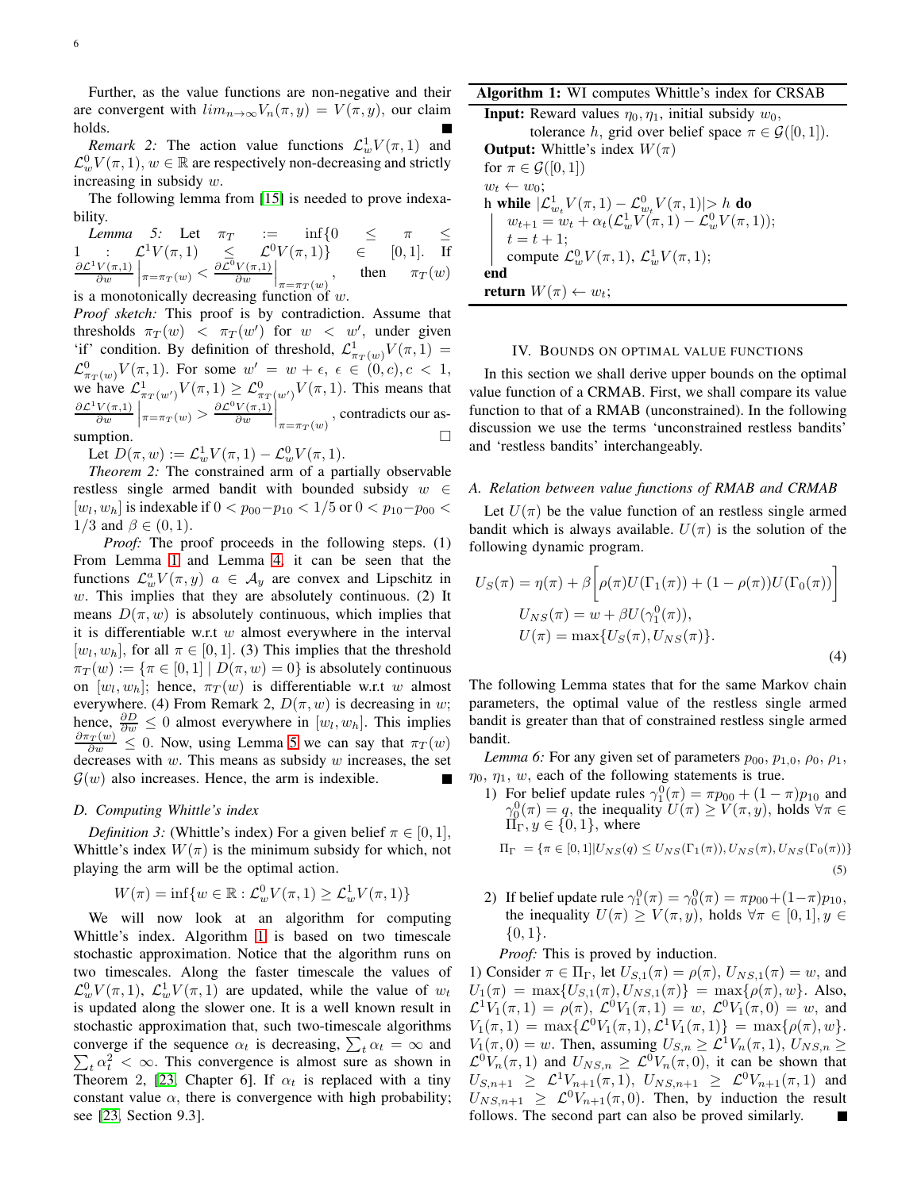Further, as the value functions are non-negative and their are convergent with $lim_{n\to\infty} V_n(\pi, y) = V(\pi, y)$, our claim holds. ■

*Remark 2:* The action value functions $\mathcal{L}^1_w V(\pi, 1)$ and $\mathcal{L}^0_w V(\pi, 1)$, $w \in \mathbb{R}$ are respectively non-decreasing and strictly increasing in subsidy $w$.

The following lemma from [15] is needed to prove indexability.

*Lemma 5:* Let $\pi_T := \inf\{0 \leq \pi \leq 1 : \mathcal{L}^1 V(\pi, 1) \leq \mathcal{L}^0 V(\pi, 1)\} \in [0, 1]$. If $\frac{\partial \mathcal{L}^1 V(\pi,1)}{\partial w}\Big|_{\pi=\pi_T(w)} < \frac{\partial \mathcal{L}^0 V(\pi,1)}{\partial w}\Big|_{\pi=\pi_T(w)}$, then $\pi_T(w)$ is a monotonically decreasing function of $w$.

*Proof sketch:* This proof is by contradiction. Assume that thresholds $\pi_T(w) < \pi_T(w')$ for $w < w'$, under given 'if' condition. By definition of threshold, $\mathcal{L}^1_{\pi_T(w)} V(\pi, 1) = \mathcal{L}^0_{\pi_T(w)} V(\pi, 1)$. For some $w' = w + \epsilon$, $\epsilon \in (0, c)$, $c < 1$, we have $\mathcal{L}^1_{\pi_T(w')} V(\pi, 1) \geq \mathcal{L}^0_{\pi_T(w')} V(\pi, 1)$. This means that $\frac{\partial \mathcal{L}^1 V(\pi,1)}{\partial w}\Big|_{\pi=\pi_T(w)} > \frac{\partial \mathcal{L}^0 V(\pi,1)}{\partial w}\Big|_{\pi=\pi_T(w)}$, contradicts our assumption. □

Let $D(\pi, w) := \mathcal{L}^1_w V(\pi, 1) - \mathcal{L}^0_w V(\pi, 1)$.

*Theorem 2:* The constrained arm of a partially observable restless single armed bandit with bounded subsidy $w \in [w_l, w_h]$ is indexable if $0 < p_{00} - p_{10} < 1/5$ or $0 < p_{10} - p_{00} < 1/3$ and $\beta \in (0, 1)$.

*Proof:* The proof proceeds in the following steps. (1) From Lemma 1 and Lemma 4, it can be seen that the functions $\mathcal{L}^a_w V(\pi, y)$ $a \in \mathcal{A}_y$ are convex and Lipschitz in $w$. This implies that they are absolutely continuous. (2) It means $D(\pi, w)$ is absolutely continuous, which implies that it is differentiable w.r.t $w$ almost everywhere in the interval $[w_l, w_h]$, for all $\pi \in [0, 1]$. (3) This implies that the threshold $\pi_T(w) := \{\pi \in [0, 1] \mid D(\pi, w) = 0\}$ is absolutely continuous on $[w_l, w_h]$; hence, $\pi_T(w)$ is differentiable w.r.t $w$ almost everywhere. (4) From Remark 2, $D(\pi, w)$ is decreasing in $w$; hence, $\frac{\partial D}{\partial w} \leq 0$ almost everywhere in $[w_l, w_h]$. This implies $\frac{\partial \pi_T(w)}{\partial w} \leq 0$. Now, using Lemma 5 we can say that $\pi_T(w)$ decreases with $w$. This means as subsidy $w$ increases, the set $\mathcal{G}(w)$ also increases. Hence, the arm is indexible. ■

### D. Computing Whittle's index

*Definition 3:* (Whittle's index) For a given belief $\pi \in [0, 1]$, Whittle's index $W(\pi)$ is the minimum subsidy for which, not playing the arm will be the optimal action.

$$W(\pi) = \inf\{w \in \mathbb{R} : \mathcal{L}^0_w V(\pi, 1) \geq \mathcal{L}^1_w V(\pi, 1)\}$$

We will now look at an algorithm for computing Whittle's index. Algorithm 1 is based on two timescale stochastic approximation. Notice that the algorithm runs on two timescales. Along the faster timescale the values of $\mathcal{L}^0_w V(\pi, 1)$, $\mathcal{L}^1_w V(\pi, 1)$ are updated, while the value of $w_t$ is updated along the slower one. It is a well known result in stochastic approximation that, such two-timescale algorithms converge if the sequence $\alpha_t$ is decreasing, $\sum_t \alpha_t = \infty$ and $\sum_t \alpha_t^2 < \infty$. This convergence is almost sure as shown in Theorem 2, [23, Chapter 6]. If $\alpha_t$ is replaced with a tiny constant value $\alpha$, there is convergence with high probability; see [23, Section 9.3].

**Algorithm 1:** WI computes Whittle's index for CRSAB

```
Input: Reward values η0, η1, initial subsidy w0,
       tolerance h, grid over belief space π ∈ G([0,1]).
Output: Whittle's index W(π)
for π ∈ G([0,1])
w_t ← w_0;
h while |L^1_{w_t} V(π,1) − L^0_{w_t} V(π,1)| > h do
    w_{t+1} = w_t + α_t (L^1_w V(π,1) − L^0_w V(π,1));
    t = t + 1;
    compute L^0_w V(π,1), L^1_w V(π,1);
end
return W(π) ← w_t;
```

## IV. Bounds on optimal value functions

In this section we shall derive upper bounds on the optimal value function of a CRMAB. First, we shall compare its value function to that of a RMAB (unconstrained). In the following discussion we use the terms 'unconstrained restless bandits' and 'restless bandits' interchangeably.

### A. Relation between value functions of RMAB and CRMAB

Let $U(\pi)$ be the value function of an restless single armed bandit which is always available. $U(\pi)$ is the solution of the following dynamic program.

$$\begin{aligned} U_S(\pi) &= \eta(\pi) + \beta\Big[\rho(\pi)U(\Gamma_1(\pi)) + (1 - \rho(\pi))U(\Gamma_0(\pi))\Big] \\ U_{NS}(\pi) &= w + \beta U(\gamma_1^0(\pi)), \\ U(\pi) &= \max\{U_S(\pi), U_{NS}(\pi)\}. \end{aligned} \tag{4}$$

The following Lemma states that for the same Markov chain parameters, the optimal value of the restless single armed bandit is greater than that of constrained restless single armed bandit.

*Lemma 6:* For any given set of parameters $p_{00}$, $p_{1,0}$, $\rho_0$, $\rho_1$, $\eta_0$, $\eta_1$, $w$, each of the following statements is true.

1) For belief update rules $\gamma_1^0(\pi) = \pi p_{00} + (1 - \pi)p_{10}$ and $\gamma_0^0(\pi) = q$, the inequality $U(\pi) \geq V(\pi, y)$, holds $\forall \pi \in \Pi_\Gamma$, $y \in \{0, 1\}$, where

$$\Pi_\Gamma = \{\pi \in [0, 1] | U_{NS}(q) \leq U_{NS}(\Gamma_1(\pi)), U_{NS}(\pi), U_{NS}(\Gamma_0(\pi))\} \tag{5}$$

2) If belief update rule $\gamma_1^0(\pi) = \gamma_0^0(\pi) = \pi p_{00} + (1 - \pi)p_{10}$, the inequality $U(\pi) \geq V(\pi, y)$, holds $\forall \pi \in [0, 1]$, $y \in \{0, 1\}$.

*Proof:* This is proved by induction.

1) Consider $\pi \in \Pi_\Gamma$, let $U_{S,1}(\pi) = \rho(\pi)$, $U_{NS,1}(\pi) = w$, and $U_1(\pi) = \max\{U_{S,1}(\pi), U_{NS,1}(\pi)\} = \max\{\rho(\pi), w\}$. Also, $\mathcal{L}^1 V_1(\pi, 1) = \rho(\pi)$, $\mathcal{L}^0 V_1(\pi, 1) = w$, $\mathcal{L}^0 V_1(\pi, 0) = w$, and $V_1(\pi, 1) = \max\{\mathcal{L}^0 V_1(\pi, 1), \mathcal{L}^1 V_1(\pi, 1)\} = \max\{\rho(\pi), w\}$. $V_1(\pi, 0) = w$. Then, assuming $U_{S,n} \geq \mathcal{L}^1 V_n(\pi, 1)$, $U_{NS,n} \geq \mathcal{L}^0 V_n(\pi, 1)$ and $U_{NS,n} \geq \mathcal{L}^0 V_n(\pi, 0)$, it can be shown that $U_{S,n+1} \geq \mathcal{L}^1 V_{n+1}(\pi, 1)$, $U_{NS,n+1} \geq \mathcal{L}^0 V_{n+1}(\pi, 1)$ and $U_{NS,n+1} \geq \mathcal{L}^0 V_{n+1}(\pi, 0)$. Then, by induction the result follows. The second part can also be proved similarly. ■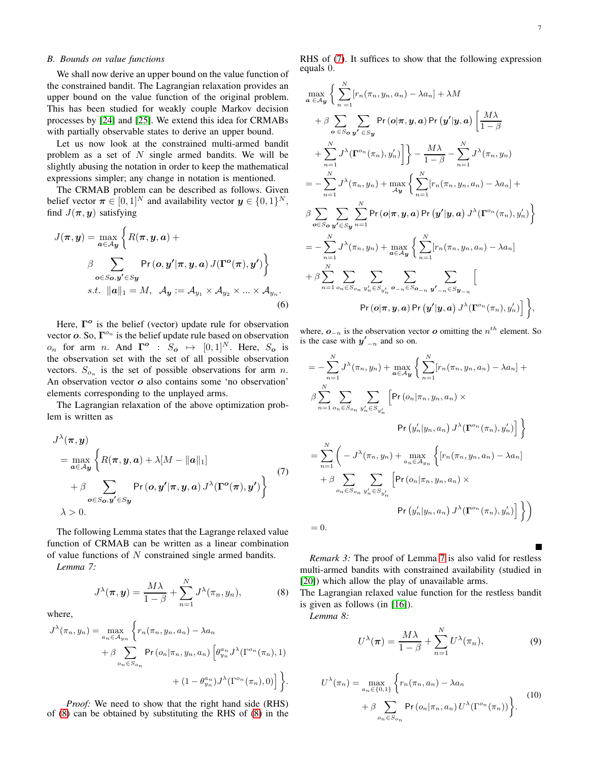### B. Bounds on value functions

We shall now derive an upper bound on the value function of the constrained bandit. The Lagrangian relaxation provides an upper bound on the value function of the original problem. This has been studied for weakly couple Markov decision processes by [24] and [25]. We extend this idea for CRMABs with partially observable states to derive an upper bound.

Let us now look at the constrained multi-armed bandit problem as a set of $N$ single armed bandits. We will be slightly abusing the notation in order to keep the mathematical expressions simpler; any change in notation is mentioned.

The CRMAB problem can be described as follows. Given belief vector $\boldsymbol{\pi} \in [0,1]^N$ and availability vector $\boldsymbol{y} \in \{0,1\}^N$, find $J(\boldsymbol{\pi}, \boldsymbol{y})$ satisfying

$$
\begin{aligned}
J(\boldsymbol{\pi}, \boldsymbol{y}) = \max_{\boldsymbol{a} \in \mathcal{A}_{\boldsymbol{y}}} \Bigg\{ & R(\boldsymbol{\pi}, \boldsymbol{y}, \boldsymbol{a}) + \\
& \beta \sum_{\boldsymbol{o} \in S_{\boldsymbol{o}}, \boldsymbol{y'} \in S_{\boldsymbol{y}}} \Pr(\boldsymbol{o}, \boldsymbol{y'} | \boldsymbol{\pi}, \boldsymbol{y}, \boldsymbol{a}) \, J(\boldsymbol{\Gamma}^{\boldsymbol{o}}(\boldsymbol{\pi}), \boldsymbol{y'}) \Bigg\} \\
& s.t. \;\; \|\boldsymbol{a}\|_1 = M, \;\; \mathcal{A}_{\boldsymbol{y}} := \mathcal{A}_{y_1} \times \mathcal{A}_{y_2} \times \ldots \times \mathcal{A}_{y_n}.
\end{aligned} \tag{6}
$$

Here, $\boldsymbol{\Gamma}^{\boldsymbol{o}}$ is the belief (vector) update rule for observation vector $\boldsymbol{o}$. So, $\boldsymbol{\Gamma}^{o_n}$ is the belief update rule based on observation $o_n$ for arm $n$. And $\boldsymbol{\Gamma}^{\boldsymbol{o}} : S_{\boldsymbol{o}} \mapsto [0,1]^N$. Here, $S_{\boldsymbol{o}}$ is the observation set with the set of all possible observation vectors. $S_{o_n}$ is the set of possible observations for arm $n$. An observation vector $\boldsymbol{o}$ also contains some 'no observation' elements corresponding to the unplayed arms.

The Lagrangian relaxation of the above optimization problem is written as

$$
\begin{aligned}
& J^{\lambda}(\boldsymbol{\pi}, \boldsymbol{y}) \\
& = \max_{\boldsymbol{a} \in \mathcal{A}_{\boldsymbol{y}}} \Bigg\{ R(\boldsymbol{\pi}, \boldsymbol{y}, \boldsymbol{a}) + \lambda [M - \|\boldsymbol{a}\|_1] \\
& \quad + \beta \sum_{\boldsymbol{o} \in S_{\boldsymbol{o}}, \boldsymbol{y'} \in S_{\boldsymbol{y}}} \Pr(\boldsymbol{o}, \boldsymbol{y'} | \boldsymbol{\pi}, \boldsymbol{y}, \boldsymbol{a}) \, J^{\lambda}(\boldsymbol{\Gamma}^{\boldsymbol{o}}(\boldsymbol{\pi}), \boldsymbol{y'}) \Bigg\} \\
& \lambda > 0.
\end{aligned} \tag{7}
$$

The following Lemma states that the Lagrange relaxed value function of CRMAB can be written as a linear combination of value functions of $N$ constrained single armed bandits.

*Lemma 7:*

$$
J^{\lambda}(\boldsymbol{\pi}, \boldsymbol{y}) = \frac{M\lambda}{1-\beta} + \sum_{n=1}^{N} J^{\lambda}(\pi_n, y_n), \tag{8}
$$

where,

$$
\begin{aligned}
J^{\lambda}(\pi_n, y_n) = \max_{a_n \in \mathcal{A}_{y_n}} \Bigg\{ & r_n(\pi_n, y_n, a_n) - \lambda a_n \\
& + \beta \sum_{o_n \in S_{o_n}} \Pr(o_n | \pi_n, y_n, a_n) \Big[ \theta_{y_n}^{a_n} J^{\lambda}(\Gamma^{o_n}(\pi_n), 1) \\
& \qquad + (1 - \theta_{y_n}^{a_n}) J^{\lambda}(\Gamma^{o_n}(\pi_n), 0) \Big] \Bigg\}.
\end{aligned}
$$

*Proof:* We need to show that the right hand side (RHS) of (8) can be obtained by substituting the RHS of (8) in the RHS of (7). It suffices to show that the following expression equals 0.

$$
\begin{aligned}
& \max_{\boldsymbol{a} \in \mathcal{A}_{\boldsymbol{y}}} \Bigg\{ \sum_{n=1}^{N} [r_n(\pi_n, y_n, a_n) - \lambda a_n] + \lambda M \\
& \quad + \beta \sum_{\boldsymbol{o} \in S_{\boldsymbol{o}}} \sum_{\boldsymbol{y'} \in S_{\boldsymbol{y}}} \Pr(\boldsymbol{o} | \boldsymbol{\pi}, \boldsymbol{y}, \boldsymbol{a}) \Pr(\boldsymbol{y'} | \boldsymbol{y}, \boldsymbol{a}) \Bigg[ \frac{M\lambda}{1-\beta} \\
& \quad + \sum_{n=1}^{N} J^{\lambda}(\boldsymbol{\Gamma}^{o_n}(\pi_n), y'_n) \Bigg] \Bigg\} - \frac{M\lambda}{1-\beta} - \sum_{n=1}^{N} J^{\lambda}(\pi_n, y_n) \\
& = - \sum_{n=1}^{N} J^{\lambda}(\pi_n, y_n) + \max_{\mathcal{A}_{\boldsymbol{y}}} \Bigg\{ \sum_{n=1}^{N} [r_n(\pi_n, y_n, a_n) - \lambda a_n] + \\
& \beta \sum_{\boldsymbol{o} \in S_{\boldsymbol{o}}} \sum_{\boldsymbol{y'} \in S_{\boldsymbol{y}}} \sum_{n=1}^{N} \Pr(\boldsymbol{o} | \boldsymbol{\pi}, \boldsymbol{y}, \boldsymbol{a}) \Pr(\boldsymbol{y'} | \boldsymbol{y}, \boldsymbol{a}) \, J^{\lambda}(\boldsymbol{\Gamma}^{o_n}(\pi_n), y'_n) \Bigg\} \\
& = - \sum_{n=1}^{N} J^{\lambda}(\pi_n, y_n) + \max_{\boldsymbol{a} \in \mathcal{A}_{\boldsymbol{y}}} \Bigg\{ \sum_{n=1}^{N} [r_n(\pi_n, y_n, a_n) - \lambda a_n] \\
& + \beta \sum_{n=1}^{N} \sum_{o_n \in S_{o_n}} \sum_{y'_n \in S_{y'_n}} \sum_{\boldsymbol{o}_{-n} \in S_{\boldsymbol{o}_{-n}}} \sum_{\boldsymbol{y'}_{-n} \in S_{\boldsymbol{y}_{-n}}} \Big[ \\
& \qquad \Pr(\boldsymbol{o} | \boldsymbol{\pi}, \boldsymbol{y}, \boldsymbol{a}) \Pr(\boldsymbol{y'} | \boldsymbol{y}, \boldsymbol{a}) \, J^{\lambda}(\boldsymbol{\Gamma}^{o_n}(\pi_n), y'_n) \Big] \Bigg\},
\end{aligned}
$$

where, $\boldsymbol{o}_{-n}$ is the observation vector $\boldsymbol{o}$ omitting the $n^{th}$ element. So is the case with $\boldsymbol{y'}_{-n}$ and so on.

$$
\begin{aligned}
& = - \sum_{n=1}^{N} J^{\lambda}(\pi_n, y_n) + \max_{\boldsymbol{a} \in \mathcal{A}_{\boldsymbol{y}}} \Bigg\{ \sum_{n=1}^{N} [r_n(\pi_n, y_n, a_n) - \lambda a_n] + \\
& \beta \sum_{n=1}^{N} \sum_{o_n \in S_{o_n}} \sum_{y'_n \in S_{y'_n}} \Big[ \Pr(o_n | \pi_n, y_n, a_n) \times \\
& \qquad \Pr(y'_n | y_n, a_n) \, J^{\lambda}(\boldsymbol{\Gamma}^{o_n}(\pi_n), y'_n) \Big] \Bigg\} \\
& = \sum_{n=1}^{N} \Bigg( - J^{\lambda}(\pi_n, y_n) + \max_{a_n \in \mathcal{A}_{y_n}} \Bigg\{ [r_n(\pi_n, y_n, a_n) - \lambda a_n] \\
& \quad + \beta \sum_{o_n \in S_{o_n}} \sum_{y'_n \in S_{y'_n}} \Big[ \Pr(o_n | \pi_n, y_n, a_n) \times \\
& \qquad \Pr(y'_n | y_n, a_n) \, J^{\lambda}(\boldsymbol{\Gamma}^{o_n}(\pi_n), y'_n) \Big] \Bigg\} \Bigg) \\
& = 0.
\end{aligned}
$$

■

*Remark 3:* The proof of Lemma 7 is also valid for restless multi-armed bandits with constrained availability (studied in [20]) which allow the play of unavailable arms.

The Lagrangian relaxed value function for the restless bandit is given as follows (in [16]).

*Lemma 8:*

$$
U^{\lambda}(\boldsymbol{\pi}) = \frac{M\lambda}{1-\beta} + \sum_{n=1}^{N} U^{\lambda}(\pi_n), \tag{9}
$$

$$
\begin{aligned}
U^{\lambda}(\pi_n) = \max_{a_n \in \{0,1\}} \Bigg\{ & r_n(\pi_n, a_n) - \lambda a_n \\
& + \beta \sum_{o_n \in S_{o_n}} \Pr(o_n | \pi_n, a_n) \, U^{\lambda}(\Gamma^{o_n}(\pi_n)) \Bigg\}.
\end{aligned} \tag{10}
$$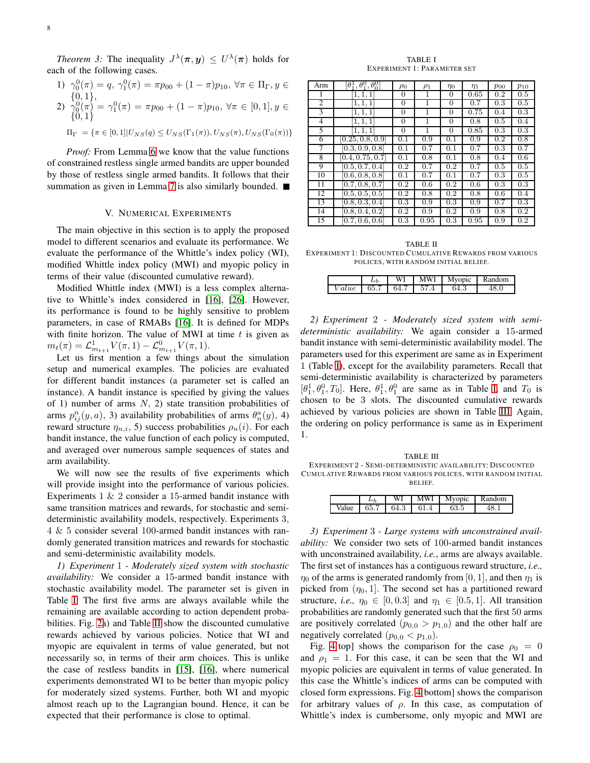*Theorem 3:* The inequality $J^{\lambda}(\boldsymbol{\pi}, \boldsymbol{y}) \leq U^{\lambda}(\boldsymbol{\pi})$ holds for each of the following cases.

1) $\gamma_0^0(\pi) = q$, $\gamma_1^0(\pi) = \pi p_{00} + (1-\pi)p_{10}$, $\forall \pi \in \Pi_{\Gamma}, y \in \{0,1\}$,
2) $\gamma_0^0(\pi) = \gamma_1^0(\pi) = \pi p_{00} + (1-\pi)p_{10}$, $\forall \pi \in [0,1], y \in \{0,1\}$

$$\Pi_{\Gamma} = \{\pi \in [0,1] | U_{NS}(q) \leq U_{NS}(\Gamma_1(\pi)), U_{NS}(\pi), U_{NS}(\Gamma_0(\pi))\}$$

*Proof:* From Lemma 6 we know that the value functions of constrained restless single armed bandits are upper bounded by those of restless single armed bandits. It follows that their summation as given in Lemma 7 is also similarly bounded. ■

## V. Numerical Experiments

The main objective in this section is to apply the proposed model to different scenarios and evaluate its performance. We evaluate the performance of the Whittle's index policy (WI), modified Whittle index policy (MWI) and myopic policy in terms of their value (discounted cumulative reward).

Modified Whittle index (MWI) is a less complex alternative to Whittle's index considered in [16], [26]. However, its performance is found to be highly sensitive to problem parameters, in case of RMABs [16]. It is defined for MDPs with finite horizon. The value of MWI at time $t$ is given as $m_t(\pi) = \mathcal{L}^1_{m_{t+1}} V(\pi, 1) - \mathcal{L}^0_{m_{t+1}} V(\pi, 1)$.

Let us first mention a few things about the simulation setup and numerical examples. The policies are evaluated for different bandit instances (a parameter set is called an instance). A bandit instance is specified by giving the values of 1) number of arms $N$, 2) state transition probabilities of arms $p^n_{ij}(y, a)$, 3) availability probabilities of arms $\theta^a_n(y)$, 4) reward structure $\eta_{n,i}$, 5) success probabilities $\rho_n(i)$. For each bandit instance, the value function of each policy is computed, and averaged over numerous sample sequences of states and arm availability.

We will now see the results of five experiments which will provide insight into the performance of various policies. Experiments 1 & 2 consider a 15-armed bandit instance with same transition matrices and rewards, for stochastic and semi-deterministic availability models, respectively. Experiments 3, 4 & 5 consider several 100-armed bandit instances with randomly generated transition matrices and rewards for stochastic and semi-deterministic availability models.

*1) Experiment 1 - Moderately sized system with stochastic availability:* We consider a 15-armed bandit instance with stochastic availability model. The parameter set is given in Table I. The first five arms are always available while the remaining are available according to action dependent probabilities. Fig. 2a) and Table II show the discounted cumulative rewards achieved by various policies. Notice that WI and myopic are equivalent in terms of value generated, but not necessarily so, in terms of their arm choices. This is unlike the case of restless bandits in [15], [16], where numerical experiments demonstrated WI to be better than myopic policy for moderately sized systems. Further, both WI and myopic almost reach up to the Lagrangian bound. Hence, it can be expected that their performance is close to optimal.

TABLE I
Experiment 1: Parameter set

| Arm | $[\theta_1^1, \theta_1^0, \theta_0^0]$ | $\rho_0$ | $\rho_1$ | $\eta_0$ | $\eta_1$ | $p_{00}$ | $p_{10}$ |
|---|---|---|---|---|---|---|---|
| 1 | [1, 1, 1] | 0 | 1 | 0 | 0.65 | 0.2 | 0.5 |
| 2 | [1, 1, 1] | 0 | 1 | 0 | 0.7 | 0.3 | 0.5 |
| 3 | [1, 1, 1] | 0 | 1 | 0 | 0.75 | 0.4 | 0.3 |
| 4 | [1, 1, 1] | 0 | 1 | 0 | 0.8 | 0.5 | 0.4 |
| 5 | [1, 1, 1] | 0 | 1 | 0 | 0.85 | 0.3 | 0.3 |
| 6 | [0.25, 0.8, 0.9] | 0.1 | 0.9 | 0.1 | 0.9 | 0.2 | 0.8 |
| 7 | [0.3, 0.9, 0.8] | 0.1 | 0.7 | 0.1 | 0.7 | 0.3 | 0.7 |
| 8 | [0.4, 0.75, 0.7] | 0.1 | 0.8 | 0.1 | 0.8 | 0.4 | 0.6 |
| 9 | [0.5, 0.7, 0.4] | 0.2 | 0.7 | 0.2 | 0.7 | 0.5 | 0.5 |
| 10 | [0.6, 0.8, 0.8] | 0.1 | 0.7 | 0.1 | 0.7 | 0.3 | 0.5 |
| 11 | [0.7, 0.8, 0.7] | 0.2 | 0.6 | 0.2 | 0.6 | 0.3 | 0.3 |
| 12 | [0.5, 0.5, 0.5] | 0.2 | 0.8 | 0.2 | 0.8 | 0.6 | 0.4 |
| 13 | [0.8, 0.3, 0.4] | 0.3 | 0.9 | 0.3 | 0.9 | 0.7 | 0.3 |
| 14 | [0.8, 0.4, 0.2] | 0.2 | 0.9 | 0.2 | 0.9 | 0.8 | 0.2 |
| 15 | [0.7, 0.6, 0.6] | 0.3 | 0.95 | 0.3 | 0.95 | 0.9 | 0.2 |

TABLE II
Experiment 1: Discounted Cumulative Rewards from various polices, with random initial belief.

| | $L_b$ | WI | MWI | Myopic | Random |
|---|---|---|---|---|---|
| *Value* | 65.7 | 64.7 | 57.4 | 64.3 | 48.0 |

*2) Experiment 2 - Moderately sized system with semi-deterministic availability:* We again consider a 15-armed bandit instance with semi-deterministic availability model. The parameters used for this experiment are same as in Experiment 1 (Table I), except for the availability parameters. Recall that semi-deterministic availability is characterized by parameters $[\theta_1^1, \theta_1^0, T_0]$. Here, $\theta_1^1, \theta_1^0$ are same as in Table I, and $T_0$ is chosen to be 3 slots. The discounted cumulative rewards achieved by various policies are shown in Table III. Again, the ordering on policy performance is same as in Experiment 1.

TABLE III
Experiment 2 - Semi-deterministic availability: Discounted Cumulative Rewards from various polices, with random initial belief.

| | $L_b$ | WI | MWI | Myopic | Random |
|---|---|---|---|---|---|
| Value | 65.7 | 64.3 | 61.4 | 63.5 | 48.1 |

*3) Experiment 3 - Large systems with unconstrained availability:* We consider two sets of 100-armed bandit instances with unconstrained availability, *i.e.*, arms are always available. The first set of instances has a contiguous reward structure, *i.e.,* $\eta_0$ of the arms is generated randomly from $[0,1]$, and then $\eta_1$ is picked from $(\eta_0, 1]$. The second set has a partitioned reward structure, *i.e.,* $\eta_0 \in [0, 0.3]$ and $\eta_1 \in [0.5, 1]$. All transition probabilities are randomly generated such that the first 50 arms are positively correlated ($p_{0,0} > p_{1,0}$) and the other half are negatively correlated ($p_{0,0} < p_{1,0}$).

Fig. 4[top] shows the comparison for the case $\rho_0 = 0$ and $\rho_1 = 1$. For this case, it can be seen that the WI and myopic policies are equivalent in terms of value generated. In this case the Whittle's indices of arms can be computed with closed form expressions. Fig. 4[bottom] shows the comparison for arbitrary values of $\rho$. In this case, as computation of Whittle's index is cumbersome, only myopic and MWI are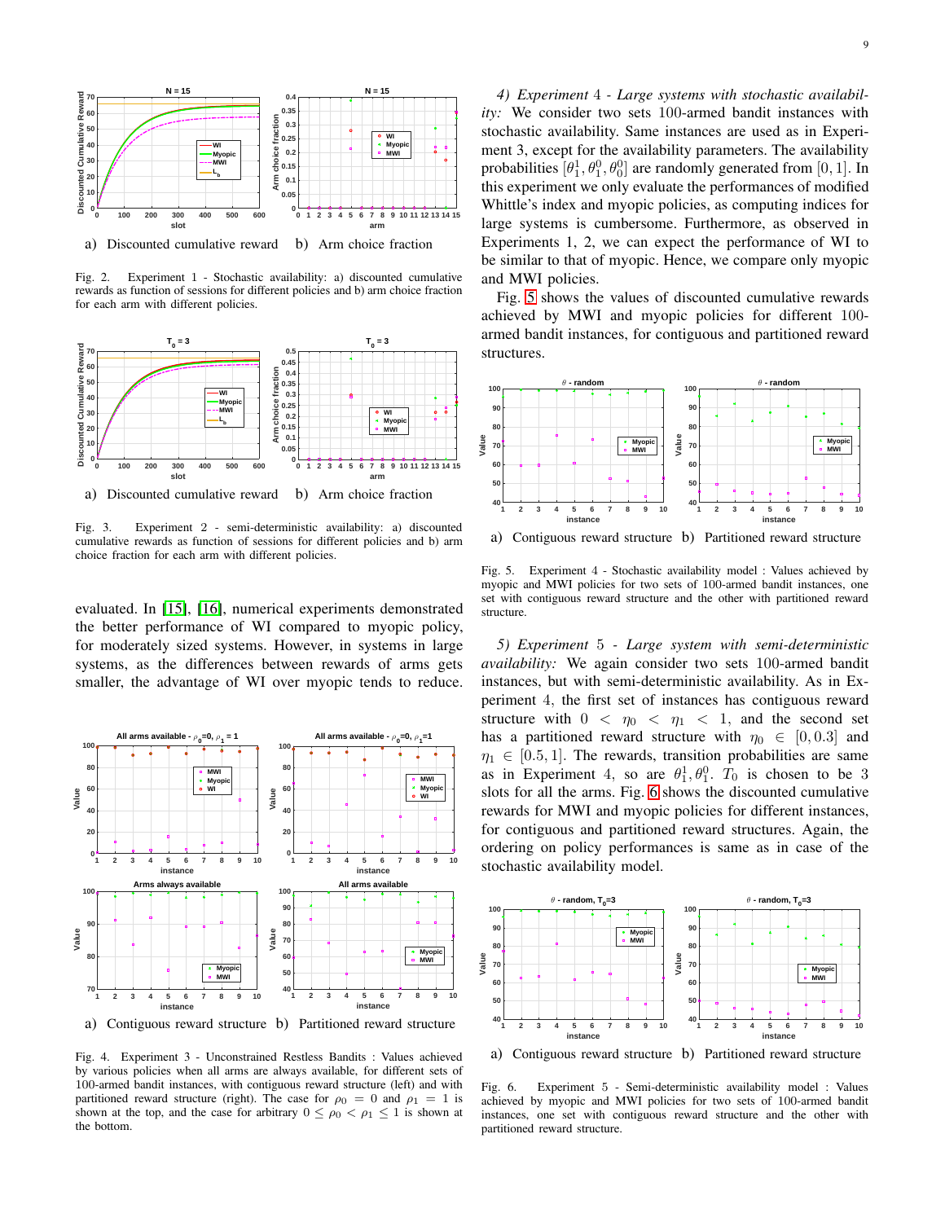a) Discounted cumulative reward b) Arm choice fraction

Fig. 2. Experiment 1 - Stochastic availability: a) discounted cumulative rewards as function of sessions for different policies and b) arm choice fraction for each arm with different policies.

a) Discounted cumulative reward b) Arm choice fraction

Fig. 3. Experiment 2 - semi-deterministic availability: a) discounted cumulative rewards as function of sessions for different policies and b) arm choice fraction for each arm with different policies.

evaluated. In [15], [16], numerical experiments demonstrated the better performance of WI compared to myopic policy, for moderately sized systems. However, in systems in large systems, as the differences between rewards of arms gets smaller, the advantage of WI over myopic tends to reduce.

a) Contiguous reward structure b) Partitioned reward structure

Fig. 4. Experiment 3 - Unconstrained Restless Bandits : Values achieved by various policies when all arms are always available, for different sets of 100-armed bandit instances, with contiguous reward structure (left) and with partitioned reward structure (right). The case for $\rho_0 = 0$ and $\rho_1 = 1$ is shown at the top, and the case for arbitrary $0 \leq \rho_0 < \rho_1 \leq 1$ is shown at the bottom.

*4) Experiment 4 - Large systems with stochastic availability:* We consider two sets 100-armed bandit instances with stochastic availability. Same instances are used as in Experiment 3, except for the availability parameters. The availability probabilities $[\theta_1^1, \theta_1^0, \theta_0^0]$ are randomly generated from $[0, 1]$. In this experiment we only evaluate the performances of modified Whittle's index and myopic policies, as computing indices for large systems is cumbersome. Furthermore, as observed in Experiments 1, 2, we can expect the performance of WI to be similar to that of myopic. Hence, we compare only myopic and MWI policies.

Fig. 5 shows the values of discounted cumulative rewards achieved by MWI and myopic policies for different 100-armed bandit instances, for contiguous and partitioned reward structures.

a) Contiguous reward structure b) Partitioned reward structure

Fig. 5. Experiment 4 - Stochastic availability model : Values achieved by myopic and MWI policies for two sets of 100-armed bandit instances, one set with contiguous reward structure and the other with partitioned reward structure.

*5) Experiment 5 - Large system with semi-deterministic availability:* We again consider two sets 100-armed bandit instances, but with semi-deterministic availability. As in Experiment 4, the first set of instances has contiguous reward structure with $0 < \eta_0 < \eta_1 < 1$, and the second set has a partitioned reward structure with $\eta_0 \in [0, 0.3]$ and $\eta_1 \in [0.5, 1]$. The rewards, transition probabilities are same as in Experiment 4, so are $\theta_1^1, \theta_1^0$. $T_0$ is chosen to be 3 slots for all the arms. Fig. 6 shows the discounted cumulative rewards for MWI and myopic policies for different instances, for contiguous and partitioned reward structures. Again, the ordering on policy performances is same as in case of the stochastic availability model.

a) Contiguous reward structure b) Partitioned reward structure

Fig. 6. Experiment 5 - Semi-deterministic availability model : Values achieved by myopic and MWI policies for two sets of 100-armed bandit instances, one set with contiguous reward structure and the other with partitioned reward structure.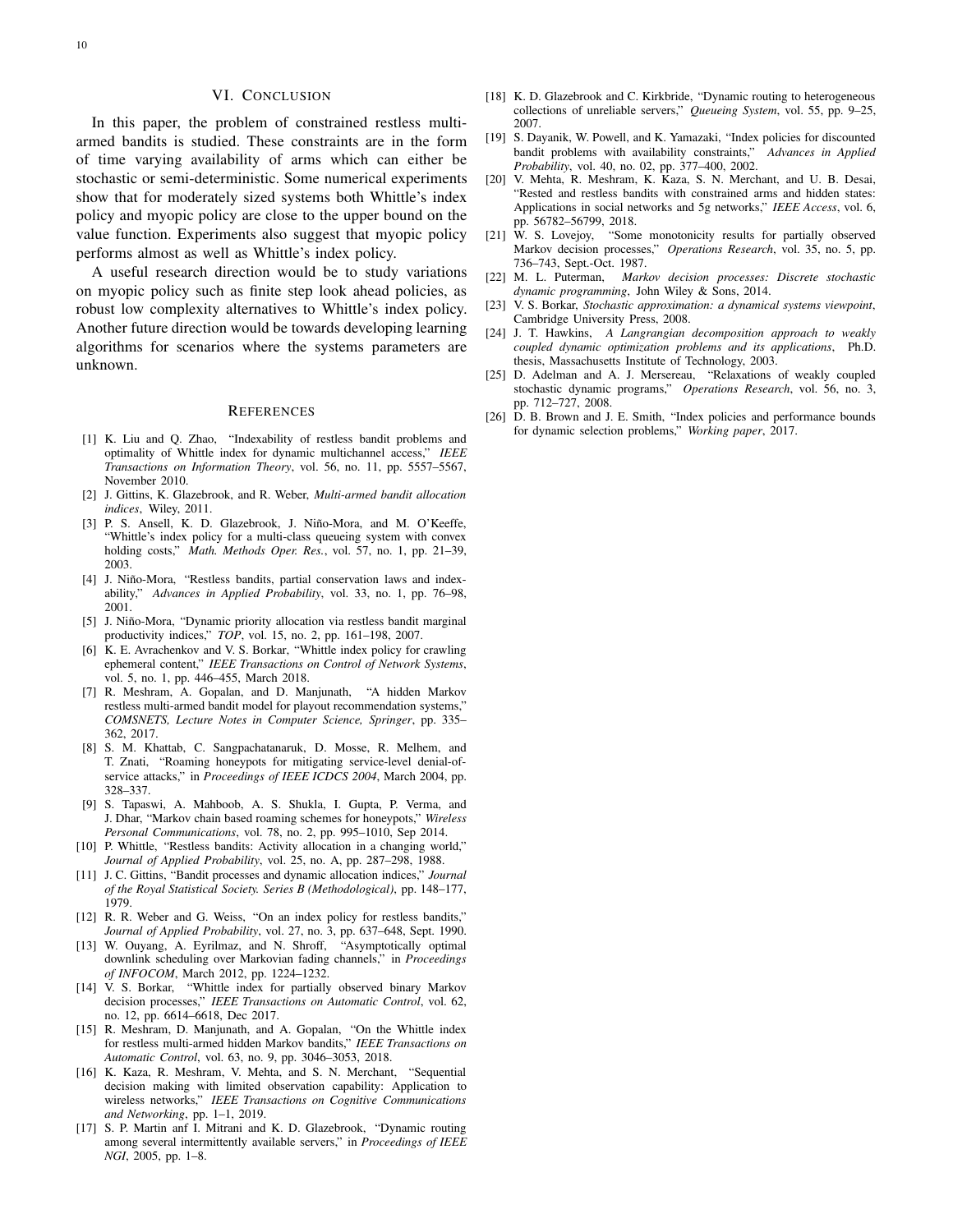## VI. Conclusion

In this paper, the problem of constrained restless multi-armed bandits is studied. These constraints are in the form of time varying availability of arms which can either be stochastic or semi-deterministic. Some numerical experiments show that for moderately sized systems both Whittle's index policy and myopic policy are close to the upper bound on the value function. Experiments also suggest that myopic policy performs almost as well as Whittle's index policy.

A useful research direction would be to study variations on myopic policy such as finite step look ahead policies, as robust low complexity alternatives to Whittle's index policy. Another future direction would be towards developing learning algorithms for scenarios where the systems parameters are unknown.

## References

[1] K. Liu and Q. Zhao, "Indexability of restless bandit problems and optimality of Whittle index for dynamic multichannel access," *IEEE Transactions on Information Theory*, vol. 56, no. 11, pp. 5557–5567, November 2010.

[2] J. Gittins, K. Glazebrook, and R. Weber, *Multi-armed bandit allocation indices*, Wiley, 2011.

[3] P. S. Ansell, K. D. Glazebrook, J. Niño-Mora, and M. O'Keeffe, "Whittle's index policy for a multi-class queueing system with convex holding costs," *Math. Methods Oper. Res.*, vol. 57, no. 1, pp. 21–39, 2003.

[4] J. Niño-Mora, "Restless bandits, partial conservation laws and indexability," *Advances in Applied Probability*, vol. 33, no. 1, pp. 76–98, 2001.

[5] J. Niño-Mora, "Dynamic priority allocation via restless bandit marginal productivity indices," *TOP*, vol. 15, no. 2, pp. 161–198, 2007.

[6] K. E. Avrachenkov and V. S. Borkar, "Whittle index policy for crawling ephemeral content," *IEEE Transactions on Control of Network Systems*, vol. 5, no. 1, pp. 446–455, March 2018.

[7] R. Meshram, A. Gopalan, and D. Manjunath, "A hidden Markov restless multi-armed bandit model for playout recommendation systems," *COMSNETS, Lecture Notes in Computer Science, Springer*, pp. 335–362, 2017.

[8] S. M. Khattab, C. Sangpachatanaruk, D. Mosse, R. Melhem, and T. Znati, "Roaming honeypots for mitigating service-level denial-of-service attacks," in *Proceedings of IEEE ICDCS 2004*, March 2004, pp. 328–337.

[9] S. Tapaswi, A. Mahboob, A. S. Shukla, I. Gupta, P. Verma, and J. Dhar, "Markov chain based roaming schemes for honeypots," *Wireless Personal Communications*, vol. 78, no. 2, pp. 995–1010, Sep 2014.

[10] P. Whittle, "Restless bandits: Activity allocation in a changing world," *Journal of Applied Probability*, vol. 25, no. A, pp. 287–298, 1988.

[11] J. C. Gittins, "Bandit processes and dynamic allocation indices," *Journal of the Royal Statistical Society. Series B (Methodological)*, pp. 148–177, 1979.

[12] R. R. Weber and G. Weiss, "On an index policy for restless bandits," *Journal of Applied Probability*, vol. 27, no. 3, pp. 637–648, Sept. 1990.

[13] W. Ouyang, A. Eyrilmaz, and N. Shroff, "Asymptotically optimal downlink scheduling over Markovian fading channels," in *Proceedings of INFOCOM*, March 2012, pp. 1224–1232.

[14] V. S. Borkar, "Whittle index for partially observed binary Markov decision processes," *IEEE Transactions on Automatic Control*, vol. 62, no. 12, pp. 6614–6618, Dec 2017.

[15] R. Meshram, D. Manjunath, and A. Gopalan, "On the Whittle index for restless multi-armed hidden Markov bandits," *IEEE Transactions on Automatic Control*, vol. 63, no. 9, pp. 3046–3053, 2018.

[16] K. Kaza, R. Meshram, V. Mehta, and S. N. Merchant, "Sequential decision making with limited observation capability: Application to wireless networks," *IEEE Transactions on Cognitive Communications and Networking*, pp. 1–1, 2019.

[17] S. P. Martin anf I. Mitrani and K. D. Glazebrook, "Dynamic routing among several intermittently available servers," in *Proceedings of IEEE NGI*, 2005, pp. 1–8.

[18] K. D. Glazebrook and C. Kirkbride, "Dynamic routing to heterogeneous collections of unreliable servers," *Queueing System*, vol. 55, pp. 9–25, 2007.

[19] S. Dayanik, W. Powell, and K. Yamazaki, "Index policies for discounted bandit problems with availability constraints," *Advances in Applied Probability*, vol. 40, no. 02, pp. 377–400, 2002.

[20] V. Mehta, R. Meshram, K. Kaza, S. N. Merchant, and U. B. Desai, "Rested and restless bandits with constrained arms and hidden states: Applications in social networks and 5g networks," *IEEE Access*, vol. 6, pp. 56782–56799, 2018.

[21] W. S. Lovejoy, "Some monotonicity results for partially observed Markov decision processes," *Operations Research*, vol. 35, no. 5, pp. 736–743, Sept.-Oct. 1987.

[22] M. L. Puterman, *Markov decision processes: Discrete stochastic dynamic programming*, John Wiley & Sons, 2014.

[23] V. S. Borkar, *Stochastic approximation: a dynamical systems viewpoint*, Cambridge University Press, 2008.

[24] J. T. Hawkins, *A Langrangian decomposition approach to weakly coupled dynamic optimization problems and its applications*, Ph.D. thesis, Massachusetts Institute of Technology, 2003.

[25] D. Adelman and A. J. Mersereau, "Relaxations of weakly coupled stochastic dynamic programs," *Operations Research*, vol. 56, no. 3, pp. 712–727, 2008.

[26] D. B. Brown and J. E. Smith, "Index policies and performance bounds for dynamic selection problems," *Working paper*, 2017.